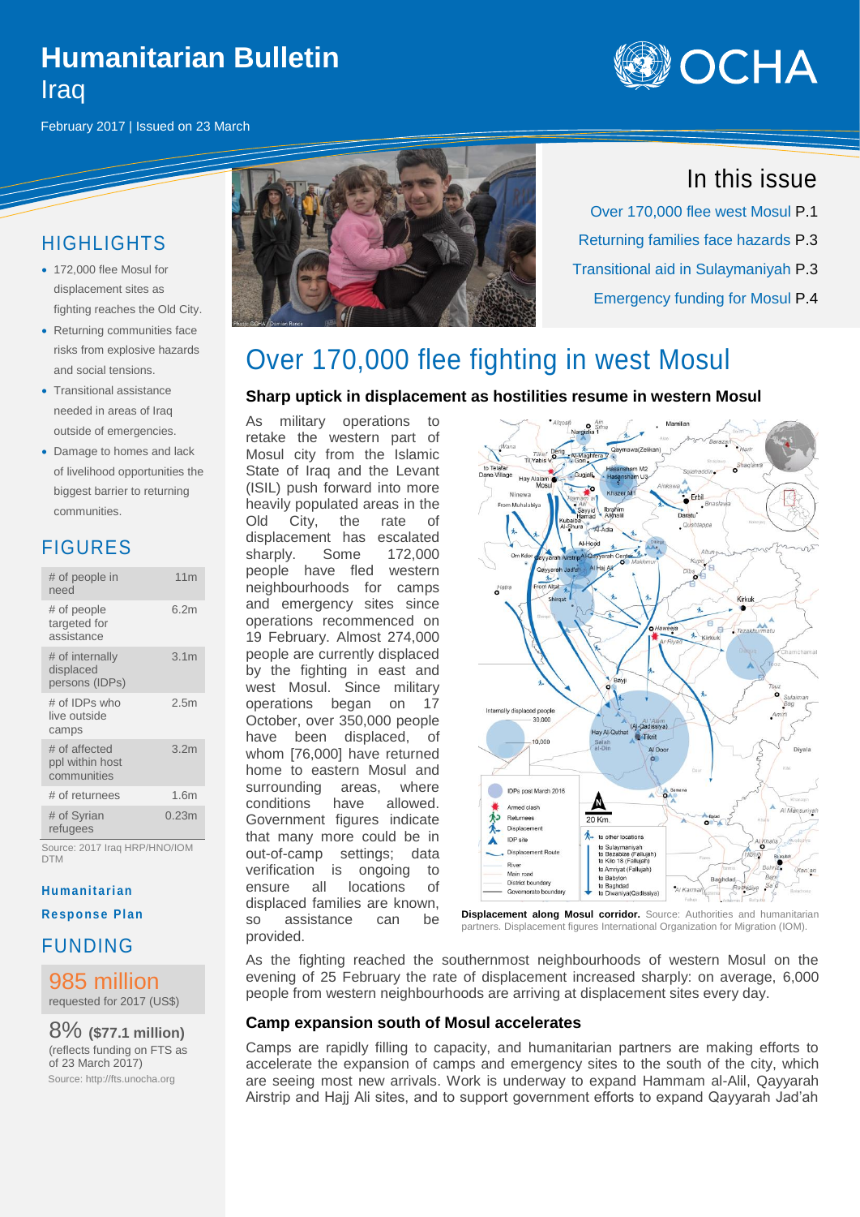# Humanitarian Bulletin
## Iraq

February 2017 | Issued on 23 March

## In this issue

- Over 170,000 flee west Mosul P.1
- Returning families face hazards P.3
- Transitional aid in Sulaymaniyah P.3
- Emergency funding for Mosul P.4

## HIGHLIGHTS

- 172,000 flee Mosul for displacement sites as fighting reaches the Old City.
- Returning communities face risks from explosive hazards and social tensions.
- Transitional assistance needed in areas of Iraq outside of emergencies.
- Damage to homes and lack of livelihood opportunities the biggest barrier to returning communities.

## FIGURES

| | |
|---|---|
| # of people in need | 11m |
| # of people targeted for assistance | 6.2m |
| # of internally displaced persons (IDPs) | 3.1m |
| # of IDPs who live outside camps | 2.5m |
| # of affected ppl within host communities | 3.2m |
| # of returnees | 1.6m |
| # of Syrian refugees | 0.23m |

Source: 2017 Iraq HRP/HNO/IOM DTM

**Humanitarian Response Plan**

## FUNDING

**985 million**
requested for 2017 (US$)

**8% ($77.1 million)**
(reflects funding on FTS as of 23 March 2017)

Source: http://fts.unocha.org

# Over 170,000 flee fighting in west Mosul

### Sharp uptick in displacement as hostilities resume in western Mosul

As military operations to retake the western part of Mosul city from the Islamic State of Iraq and the Levant (ISIL) push forward into more heavily populated areas in the Old City, the rate of displacement has escalated sharply. Some 172,000 people have fled western neighbourhoods for camps and emergency sites since operations recommenced on 19 February. Almost 274,000 people are currently displaced by the fighting in east and west Mosul. Since military operations began on 17 October, over 350,000 people have been displaced, of whom [76,000] have returned home to eastern Mosul and surrounding areas, where conditions have allowed. Government figures indicate that many more could be in out-of-camp settings; data verification is ongoing to ensure all locations of displaced families are known, so assistance can be provided.

**Displacement along Mosul corridor.** Source: Authorities and humanitarian partners. Displacement figures International Organization for Migration (IOM).

As the fighting reached the southernmost neighbourhoods of western Mosul on the evening of 25 February the rate of displacement increased sharply: on average, 6,000 people from western neighbourhoods are arriving at displacement sites every day.

### Camp expansion south of Mosul accelerates

Camps are rapidly filling to capacity, and humanitarian partners are making efforts to accelerate the expansion of camps and emergency sites to the south of the city, which are seeing most new arrivals. Work is underway to expand Hammam al-Alil, Qayyarah Airstrip and Hajj Ali sites, and to support government efforts to expand Qayyarah Jad'ah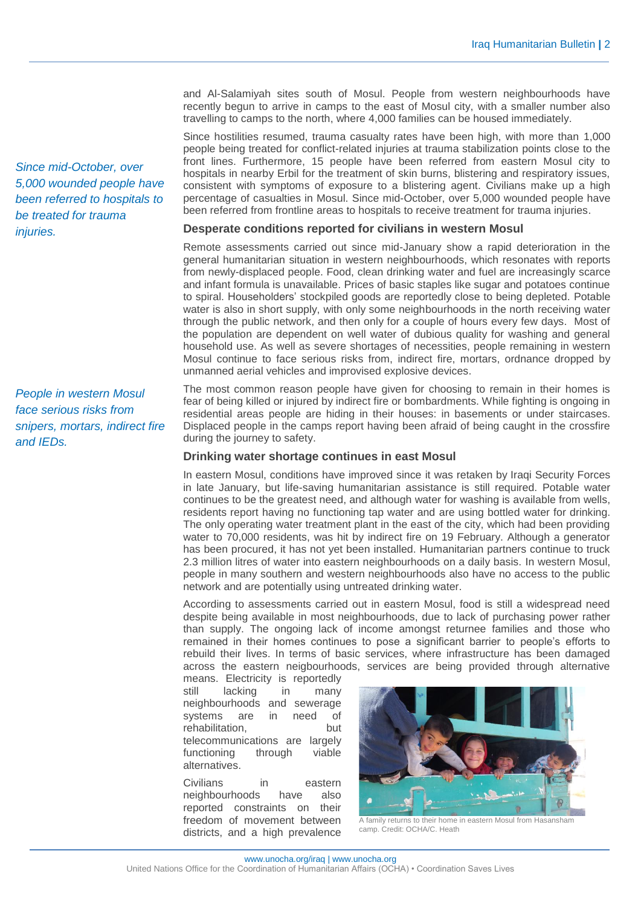and Al-Salamiyah sites south of Mosul. People from western neighbourhoods have recently begun to arrive in camps to the east of Mosul city, with a smaller number also travelling to camps to the north, where 4,000 families can be housed immediately.

*Since mid-October, over 5,000 wounded people have been referred to hospitals to be treated for trauma injuries.*

Since hostilities resumed, trauma casualty rates have been high, with more than 1,000 people being treated for conflict-related injuries at trauma stabilization points close to the front lines. Furthermore, 15 people have been referred from eastern Mosul city to hospitals in nearby Erbil for the treatment of skin burns, blistering and respiratory issues, consistent with symptoms of exposure to a blistering agent. Civilians make up a high percentage of casualties in Mosul. Since mid-October, over 5,000 wounded people have been referred from frontline areas to hospitals to receive treatment for trauma injuries.

### Desperate conditions reported for civilians in western Mosul

Remote assessments carried out since mid-January show a rapid deterioration in the general humanitarian situation in western neighbourhoods, which resonates with reports from newly-displaced people. Food, clean drinking water and fuel are increasingly scarce and infant formula is unavailable. Prices of basic staples like sugar and potatoes continue to spiral. Householders' stockpiled goods are reportedly close to being depleted. Potable water is also in short supply, with only some neighbourhoods in the north receiving water through the public network, and then only for a couple of hours every few days. Most of the population are dependent on well water of dubious quality for washing and general household use. As well as severe shortages of necessities, people remaining in western Mosul continue to face serious risks from, indirect fire, mortars, ordnance dropped by unmanned aerial vehicles and improvised explosive devices.

*People in western Mosul face serious risks from snipers, mortars, indirect fire and IEDs.*

The most common reason people have given for choosing to remain in their homes is fear of being killed or injured by indirect fire or bombardments. While fighting is ongoing in residential areas people are hiding in their houses: in basements or under staircases. Displaced people in the camps report having been afraid of being caught in the crossfire during the journey to safety.

### Drinking water shortage continues in east Mosul

In eastern Mosul, conditions have improved since it was retaken by Iraqi Security Forces in late January, but life-saving humanitarian assistance is still required. Potable water continues to be the greatest need, and although water for washing is available from wells, residents report having no functioning tap water and are using bottled water for drinking. The only operating water treatment plant in the east of the city, which had been providing water to 70,000 residents, was hit by indirect fire on 19 February. Although a generator has been procured, it has not yet been installed. Humanitarian partners continue to truck 2.3 million litres of water into eastern neighbourhoods on a daily basis. In western Mosul, people in many southern and western neighbourhoods also have no access to the public network and are potentially using untreated drinking water.

According to assessments carried out in eastern Mosul, food is still a widespread need despite being available in most neighbourhoods, due to lack of purchasing power rather than supply. The ongoing lack of income amongst returnee families and those who remained in their homes continues to pose a significant barrier to people's efforts to rebuild their lives. In terms of basic services, where infrastructure has been damaged across the eastern neigbourhoods, services are being provided through alternative means. Electricity is reportedly still lacking in many neighbourhoods and sewerage systems are in need of rehabilitation, but telecommunications are largely functioning through viable alternatives.

A family returns to their home in eastern Mosul from Hasansham camp. Credit: OCHA/C. Heath

Civilians in eastern neighbourhoods have also reported constraints on their freedom of movement between districts, and a high prevalence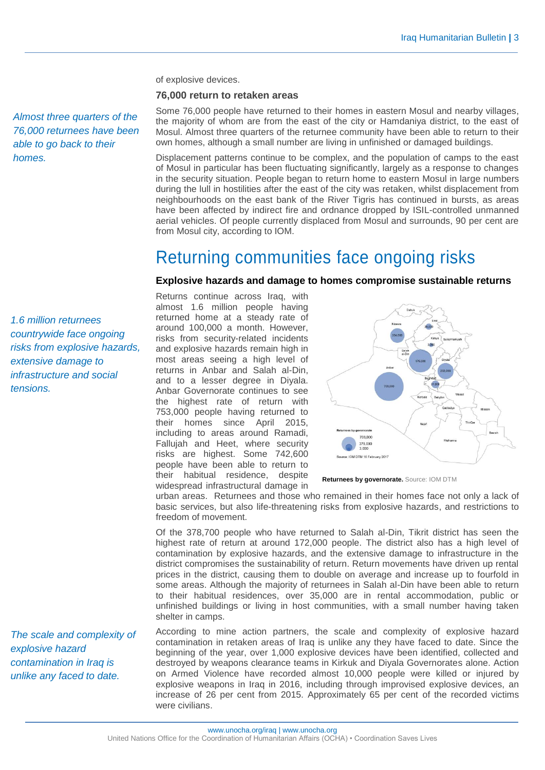of explosive devices.

**76,000 return to retaken areas**

*Almost three quarters of the 76,000 returnees have been able to go back to their homes.*

Some 76,000 people have returned to their homes in eastern Mosul and nearby villages, the majority of whom are from the east of the city or Hamdaniya district, to the east of Mosul. Almost three quarters of the returnee community have been able to return to their own homes, although a small number are living in unfinished or damaged buildings.

Displacement patterns continue to be complex, and the population of camps to the east of Mosul in particular has been fluctuating significantly, largely as a response to changes in the security situation. People began to return home to eastern Mosul in large numbers during the lull in hostilities after the east of the city was retaken, whilst displacement from neighbourhoods on the east bank of the River Tigris has continued in bursts, as areas have been affected by indirect fire and ordnance dropped by ISIL-controlled unmanned aerial vehicles. Of people currently displaced from Mosul and surrounds, 90 per cent are from Mosul city, according to IOM.

# Returning communities face ongoing risks

### Explosive hazards and damage to homes compromise sustainable returns

*1.6 million returnees countrywide face ongoing risks from explosive hazards, extensive damage to infrastructure and social tensions.*

Returns continue across Iraq, with almost 1.6 million people having returned home at a steady rate of around 100,000 a month. However, risks from security-related incidents and explosive hazards remain high in most areas seeing a high level of returns in Anbar and Salah al-Din, and to a lesser degree in Diyala. Anbar Governorate continues to see the highest rate of return with 753,000 people having returned to their homes since April 2015, including to areas around Ramadi, Fallujah and Heet, where security risks are highest. Some 742,600 people have been able to return to their habitual residence, despite widespread infrastructural damage in urban areas. Returnees and those who remained in their homes face not only a lack of basic services, but also life-threatening risks from explosive hazards, and restrictions to freedom of movement.

**Returnees by governorate.** Source: IOM DTM

Of the 378,700 people who have returned to Salah al-Din, Tikrit district has seen the highest rate of return at around 172,000 people. The district also has a high level of contamination by explosive hazards, and the extensive damage to infrastructure in the district compromises the sustainability of return. Return movements have driven up rental prices in the district, causing them to double on average and increase up to fourfold in some areas. Although the majority of returnees in Salah al-Din have been able to return to their habitual residences, over 35,000 are in rental accommodation, public or unfinished buildings or living in host communities, with a small number having taken shelter in camps.

*The scale and complexity of explosive hazard contamination in Iraq is unlike any faced to date.*

According to mine action partners, the scale and complexity of explosive hazard contamination in retaken areas of Iraq is unlike any they have faced to date. Since the beginning of the year, over 1,000 explosive devices have been identified, collected and destroyed by weapons clearance teams in Kirkuk and Diyala Governorates alone. Action on Armed Violence have recorded almost 10,000 people were killed or injured by explosive weapons in Iraq in 2016, including through improvised explosive devices, an increase of 26 per cent from 2015. Approximately 65 per cent of the recorded victims were civilians.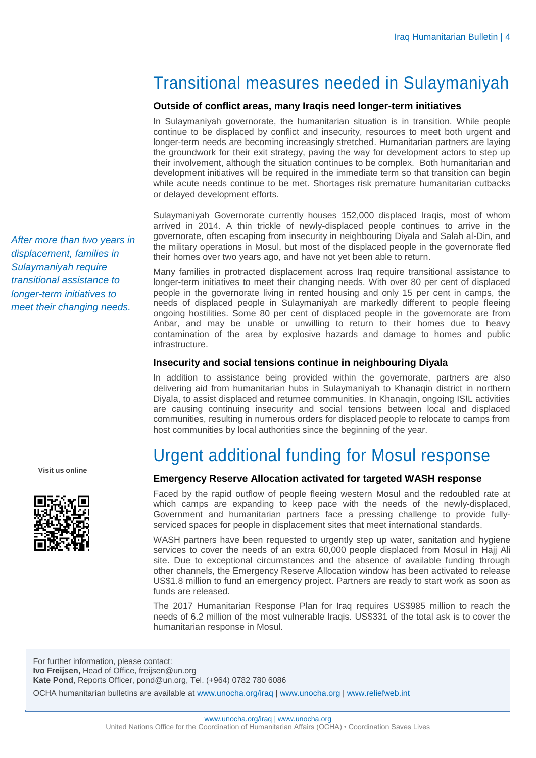# Transitional measures needed in Sulaymaniyah

### Outside of conflict areas, many Iraqis need longer-term initiatives

In Sulaymaniyah governorate, the humanitarian situation is in transition. While people continue to be displaced by conflict and insecurity, resources to meet both urgent and longer-term needs are becoming increasingly stretched. Humanitarian partners are laying the groundwork for their exit strategy, paving the way for development actors to step up their involvement, although the situation continues to be complex. Both humanitarian and development initiatives will be required in the immediate term so that transition can begin while acute needs continue to be met. Shortages risk premature humanitarian cutbacks or delayed development efforts.

Sulaymaniyah Governorate currently houses 152,000 displaced Iraqis, most of whom arrived in 2014. A thin trickle of newly-displaced people continues to arrive in the governorate, often escaping from insecurity in neighbouring Diyala and Salah al-Din, and the military operations in Mosul, but most of the displaced people in the governorate fled their homes over two years ago, and have not yet been able to return.

*After more than two years in displacement, families in Sulaymaniyah require transitional assistance to longer-term initiatives to meet their changing needs.*

Many families in protracted displacement across Iraq require transitional assistance to longer-term initiatives to meet their changing needs. With over 80 per cent of displaced people in the governorate living in rented housing and only 15 per cent in camps, the needs of displaced people in Sulaymaniyah are markedly different to people fleeing ongoing hostilities. Some 80 per cent of displaced people in the governorate are from Anbar, and may be unable or unwilling to return to their homes due to heavy contamination of the area by explosive hazards and damage to homes and public infrastructure.

### Insecurity and social tensions continue in neighbouring Diyala

In addition to assistance being provided within the governorate, partners are also delivering aid from humanitarian hubs in Sulaymaniyah to Khanaqin district in northern Diyala, to assist displaced and returnee communities. In Khanaqin, ongoing ISIL activities are causing continuing insecurity and social tensions between local and displaced communities, resulting in numerous orders for displaced people to relocate to camps from host communities by local authorities since the beginning of the year.

# Urgent additional funding for Mosul response

### Emergency Reserve Allocation activated for targeted WASH response

Faced by the rapid outflow of people fleeing western Mosul and the redoubled rate at which camps are expanding to keep pace with the needs of the newly-displaced, Government and humanitarian partners face a pressing challenge to provide fully-serviced spaces for people in displacement sites that meet international standards.

WASH partners have been requested to urgently step up water, sanitation and hygiene services to cover the needs of an extra 60,000 people displaced from Mosul in Hajj Ali site. Due to exceptional circumstances and the absence of available funding through other channels, the Emergency Reserve Allocation window has been activated to release US$1.8 million to fund an emergency project. Partners are ready to start work as soon as funds are released.

The 2017 Humanitarian Response Plan for Iraq requires US$985 million to reach the needs of 6.2 million of the most vulnerable Iraqis. US$331 of the total ask is to cover the humanitarian response in Mosul.

**Visit us online**

For further information, please contact:
**Ivo Freijsen,** Head of Office, freijsen@un.org
**Kate Pond**, Reports Officer, pond@un.org, Tel. (+964) 0782 780 6086

OCHA humanitarian bulletins are available at www.unocha.org/iraq | www.unocha.org | www.reliefweb.int